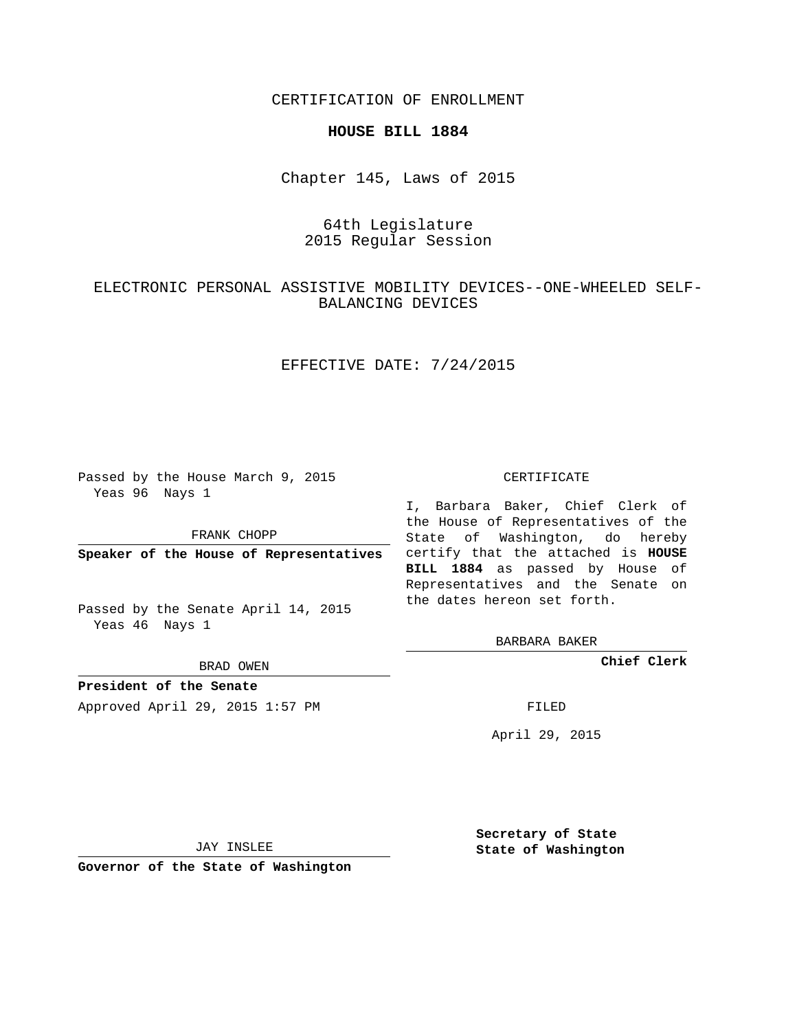CERTIFICATION OF ENROLLMENT

**HOUSE BILL 1884**

Chapter 145, Laws of 2015

64th Legislature
2015 Regular Session

ELECTRONIC PERSONAL ASSISTIVE MOBILITY DEVICES--ONE-WHEELED SELF-BALANCING DEVICES

EFFECTIVE DATE: 7/24/2015

Passed by the House March 9, 2015
Yeas 96 Nays 1

FRANK CHOPP

**Speaker of the House of Representatives**

Passed by the Senate April 14, 2015
Yeas 46 Nays 1

BRAD OWEN

**President of the Senate**

Approved April 29, 2015 1:57 PM

JAY INSLEE

**Governor of the State of Washington**

CERTIFICATE

I, Barbara Baker, Chief Clerk of the House of Representatives of the State of Washington, do hereby certify that the attached is **HOUSE BILL 1884** as passed by House of Representatives and the Senate on the dates hereon set forth.

BARBARA BAKER

**Chief Clerk**

FILED

April 29, 2015

**Secretary of State**
**State of Washington**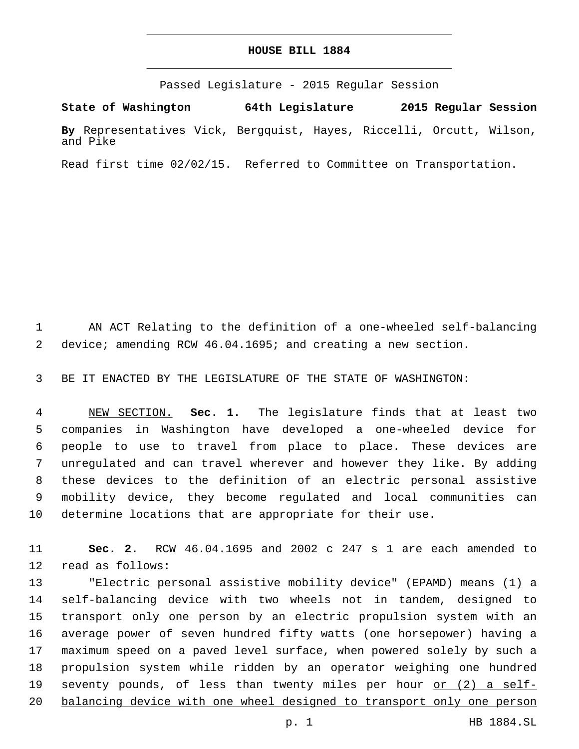# HOUSE BILL 1884

Passed Legislature - 2015 Regular Session

**State of Washington 64th Legislature 2015 Regular Session**

**By** Representatives Vick, Bergquist, Hayes, Riccelli, Orcutt, Wilson, and Pike

Read first time 02/02/15. Referred to Committee on Transportation.

AN ACT Relating to the definition of a one-wheeled self-balancing device; amending RCW 46.04.1695; and creating a new section.

BE IT ENACTED BY THE LEGISLATURE OF THE STATE OF WASHINGTON:

NEW SECTION. **Sec. 1.** The legislature finds that at least two companies in Washington have developed a one-wheeled device for people to use to travel from place to place. These devices are unregulated and can travel wherever and however they like. By adding these devices to the definition of an electric personal assistive mobility device, they become regulated and local communities can determine locations that are appropriate for their use.

**Sec. 2.** RCW 46.04.1695 and 2002 c 247 s 1 are each amended to read as follows:

"Electric personal assistive mobility device" (EPAMD) means (1) a self-balancing device with two wheels not in tandem, designed to transport only one person by an electric propulsion system with an average power of seven hundred fifty watts (one horsepower) having a maximum speed on a paved level surface, when powered solely by such a propulsion system while ridden by an operator weighing one hundred seventy pounds, of less than twenty miles per hour or (2) a self-balancing device with one wheel designed to transport only one person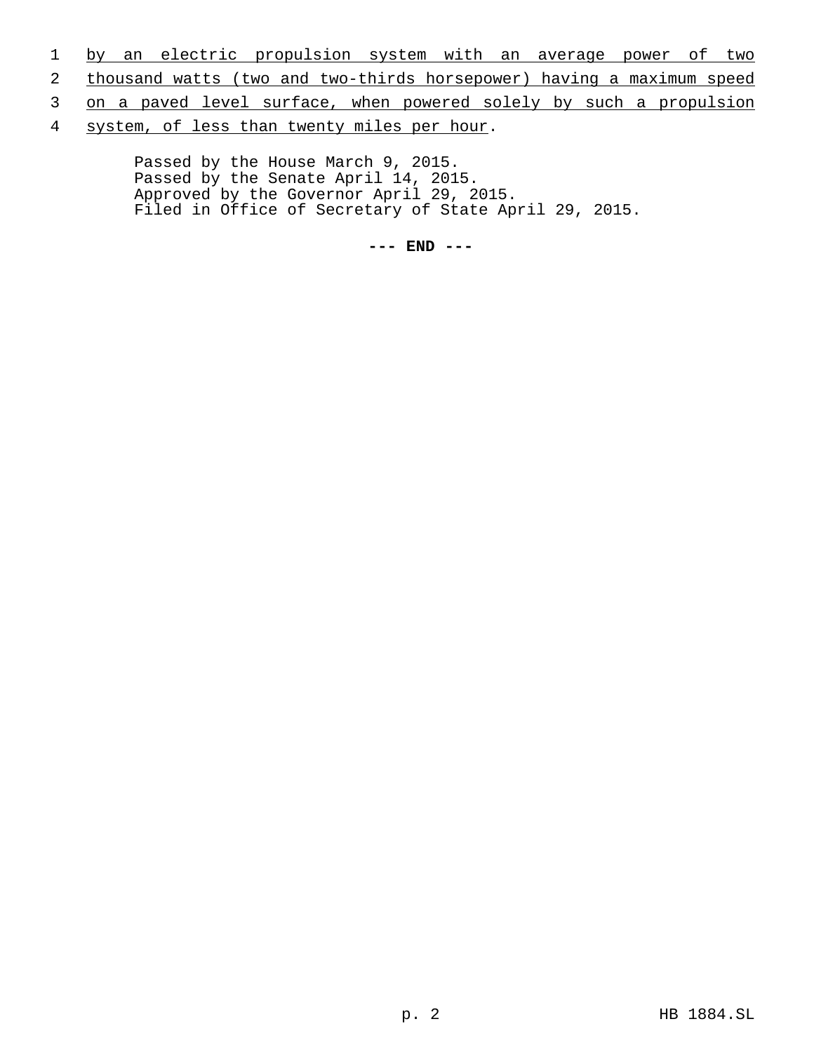by an electric propulsion system with an average power of two thousand watts (two and two-thirds horsepower) having a maximum speed on a paved level surface, when powered solely by such a propulsion system, of less than twenty miles per hour.

Passed by the House March 9, 2015.
Passed by the Senate April 14, 2015.
Approved by the Governor April 29, 2015.
Filed in Office of Secretary of State April 29, 2015.

**--- END ---**